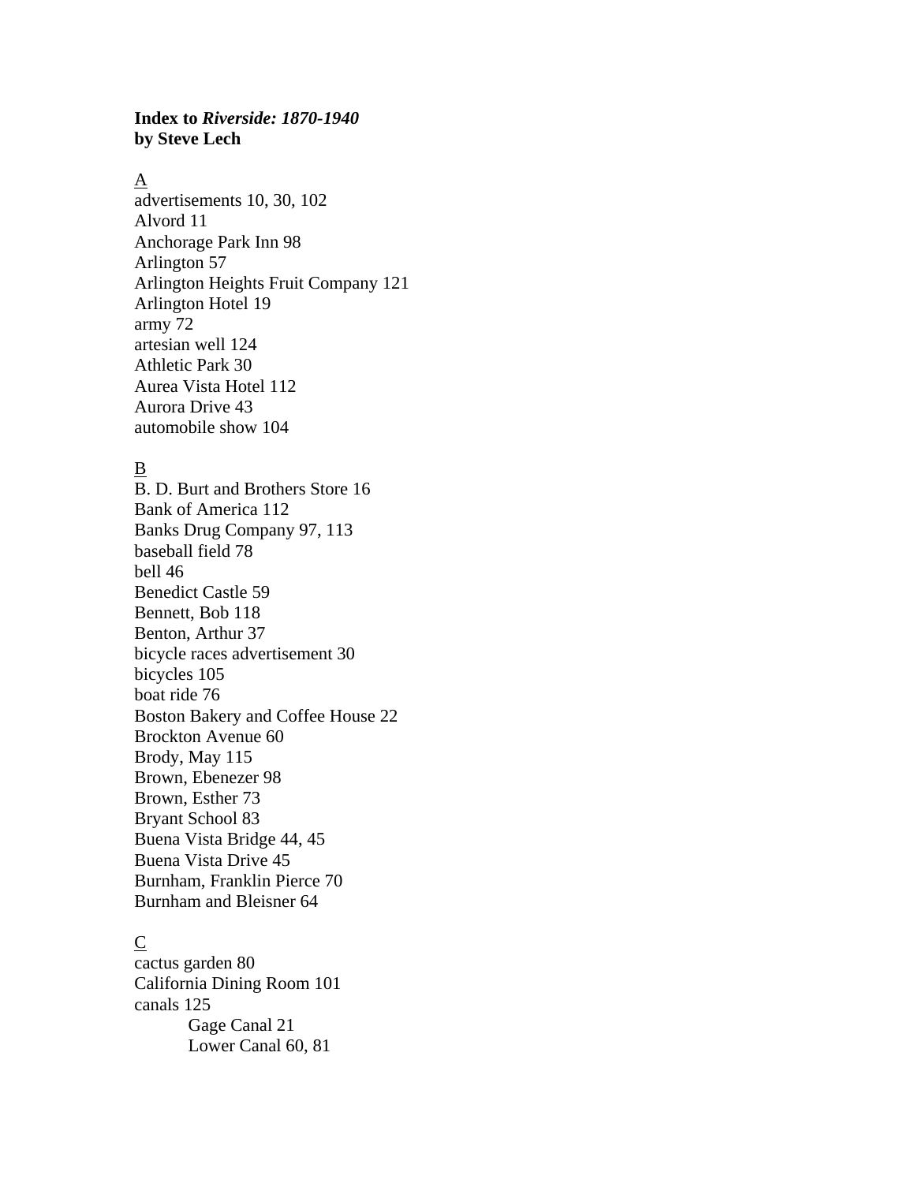**Index to *Riverside: 1870-1940***
**by Steve Lech**

A

advertisements 10, 30, 102
Alvord 11
Anchorage Park Inn 98
Arlington 57
Arlington Heights Fruit Company 121
Arlington Hotel 19
army 72
artesian well 124
Athletic Park 30
Aurea Vista Hotel 112
Aurora Drive 43
automobile show 104

B

B. D. Burt and Brothers Store 16
Bank of America 112
Banks Drug Company 97, 113
baseball field 78
bell 46
Benedict Castle 59
Bennett, Bob 118
Benton, Arthur 37
bicycle races advertisement 30
bicycles 105
boat ride 76
Boston Bakery and Coffee House 22
Brockton Avenue 60
Brody, May 115
Brown, Ebenezer 98
Brown, Esther 73
Bryant School 83
Buena Vista Bridge 44, 45
Buena Vista Drive 45
Burnham, Franklin Pierce 70
Burnham and Bleisner 64

C

cactus garden 80
California Dining Room 101
canals 125
- Gage Canal 21
- Lower Canal 60, 81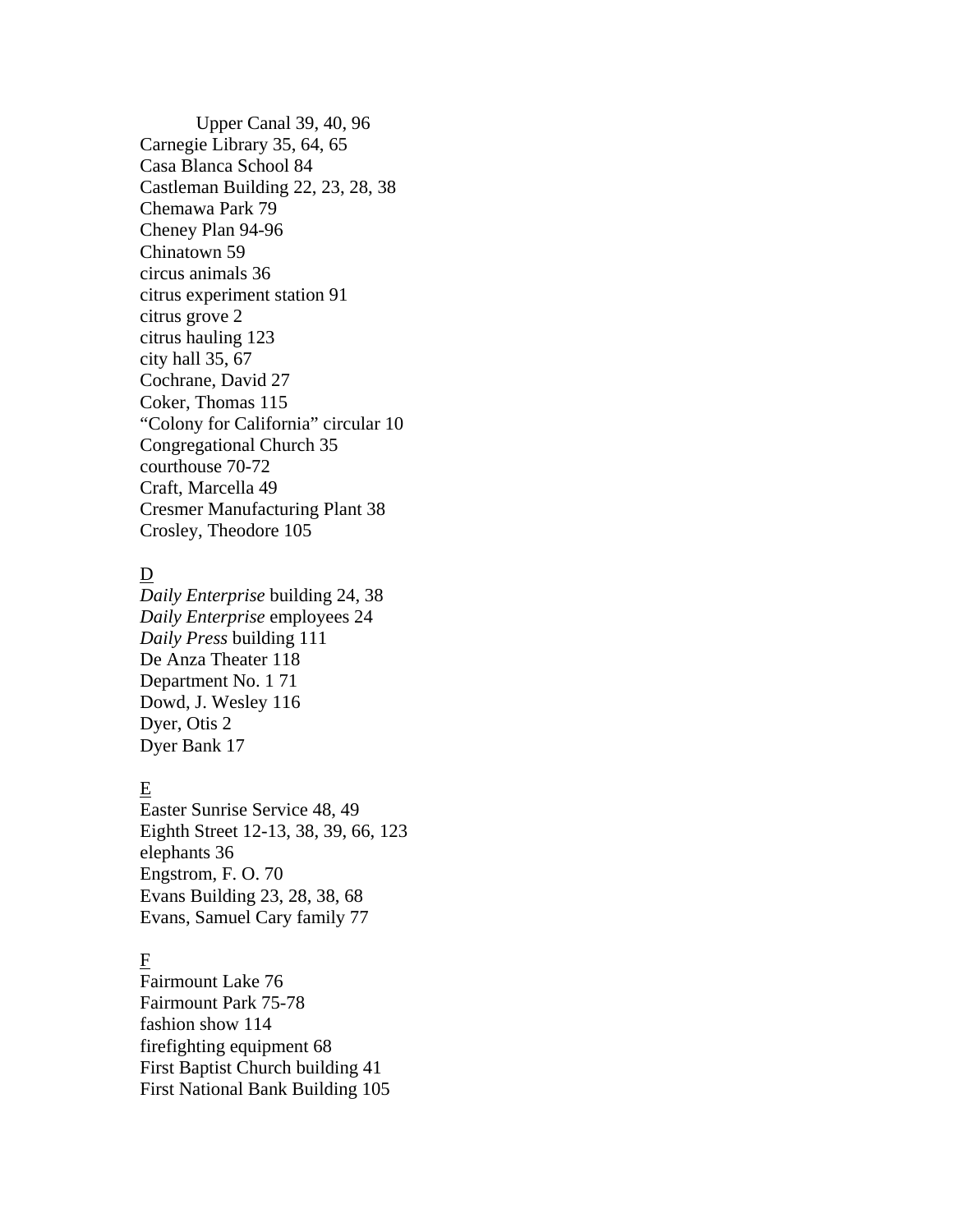Upper Canal 39, 40, 96  
Carnegie Library 35, 64, 65  
Casa Blanca School 84  
Castleman Building 22, 23, 28, 38  
Chemawa Park 79  
Cheney Plan 94-96  
Chinatown 59  
circus animals 36  
citrus experiment station 91  
citrus grove 2  
citrus hauling 123  
city hall 35, 67  
Cochrane, David 27  
Coker, Thomas 115  
"Colony for California" circular 10  
Congregational Church 35  
courthouse 70-72  
Craft, Marcella 49  
Cresmer Manufacturing Plant 38  
Crosley, Theodore 105

<u>D</u>

*Daily Enterprise* building 24, 38  
*Daily Enterprise* employees 24  
*Daily Press* building 111  
De Anza Theater 118  
Department No. 1 71  
Dowd, J. Wesley 116  
Dyer, Otis 2  
Dyer Bank 17

<u>E</u>

Easter Sunrise Service 48, 49  
Eighth Street 12-13, 38, 39, 66, 123  
elephants 36  
Engstrom, F. O. 70  
Evans Building 23, 28, 38, 68  
Evans, Samuel Cary family 77

<u>F</u>

Fairmount Lake 76  
Fairmount Park 75-78  
fashion show 114  
firefighting equipment 68  
First Baptist Church building 41  
First National Bank Building 105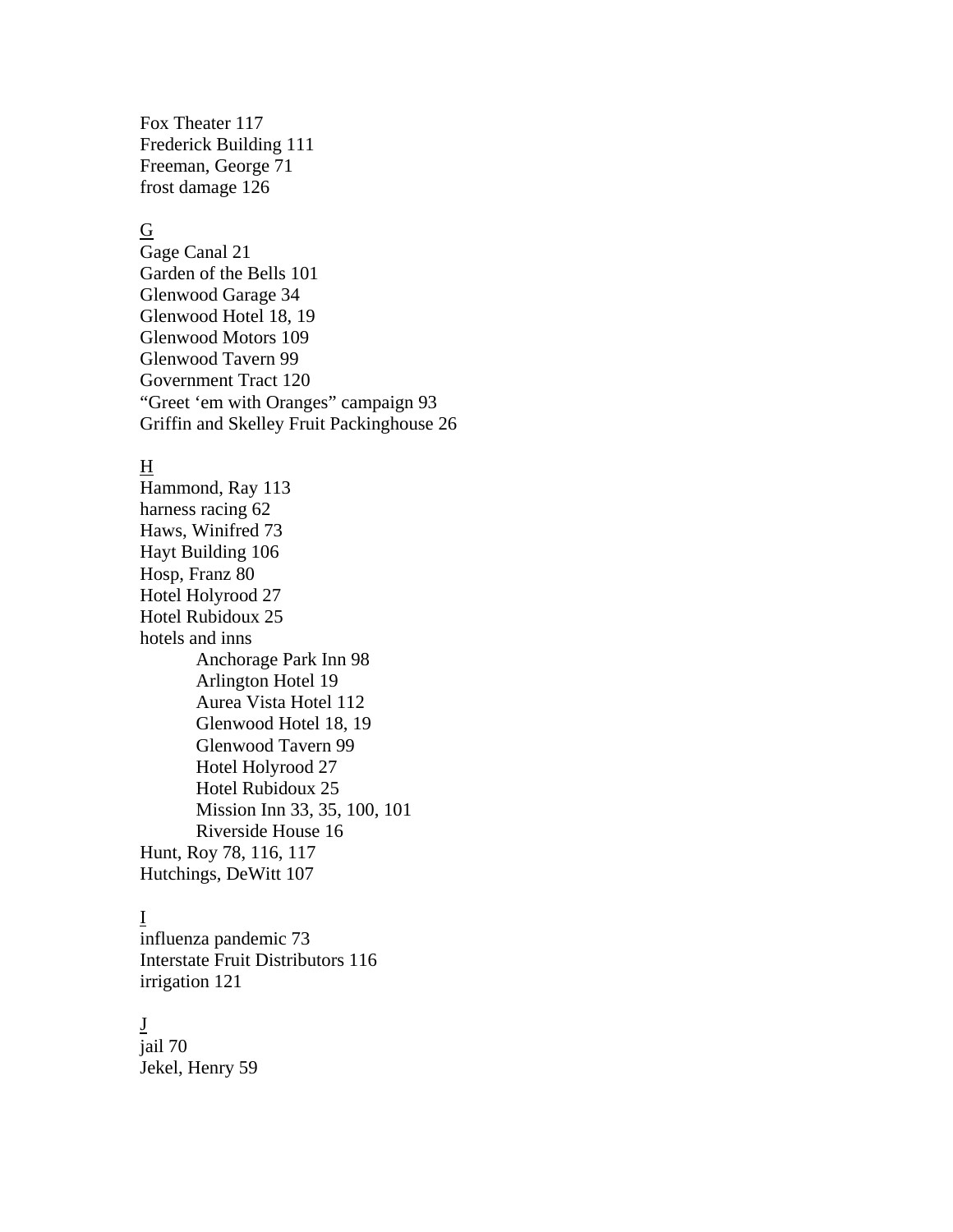Fox Theater 117
Frederick Building 111
Freeman, George 71
frost damage 126

G

Gage Canal 21
Garden of the Bells 101
Glenwood Garage 34
Glenwood Hotel 18, 19
Glenwood Motors 109
Glenwood Tavern 99
Government Tract 120
"Greet 'em with Oranges" campaign 93
Griffin and Skelley Fruit Packinghouse 26

H

Hammond, Ray 113
harness racing 62
Haws, Winifred 73
Hayt Building 106
Hosp, Franz 80
Hotel Holyrood 27
Hotel Rubidoux 25
hotels and inns
- Anchorage Park Inn 98
- Arlington Hotel 19
- Aurea Vista Hotel 112
- Glenwood Hotel 18, 19
- Glenwood Tavern 99
- Hotel Holyrood 27
- Hotel Rubidoux 25
- Mission Inn 33, 35, 100, 101
- Riverside House 16

Hunt, Roy 78, 116, 117
Hutchings, DeWitt 107

I

influenza pandemic 73
Interstate Fruit Distributors 116
irrigation 121

J

jail 70
Jekel, Henry 59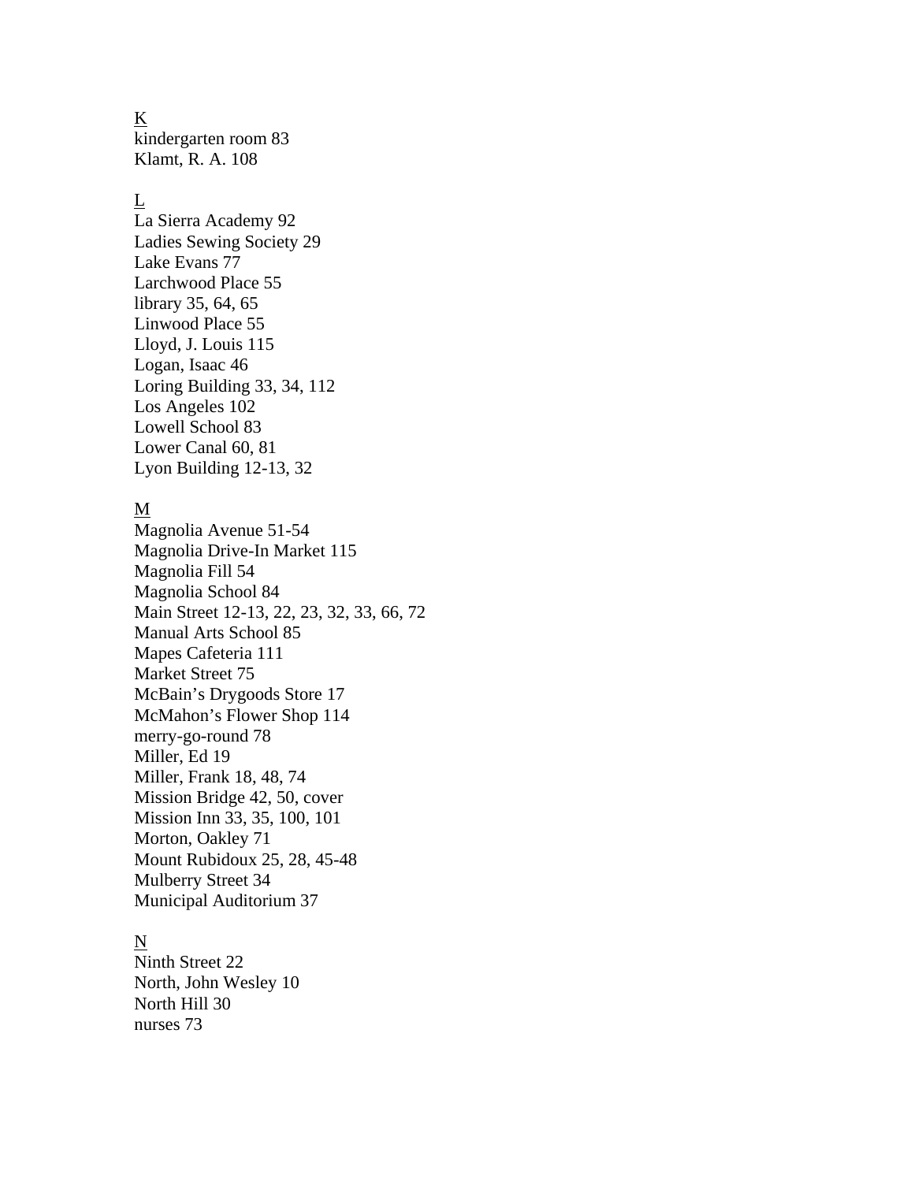K
kindergarten room 83
Klamt, R. A. 108

L
La Sierra Academy 92
Ladies Sewing Society 29
Lake Evans 77
Larchwood Place 55
library 35, 64, 65
Linwood Place 55
Lloyd, J. Louis 115
Logan, Isaac 46
Loring Building 33, 34, 112
Los Angeles 102
Lowell School 83
Lower Canal 60, 81
Lyon Building 12-13, 32

M
Magnolia Avenue 51-54
Magnolia Drive-In Market 115
Magnolia Fill 54
Magnolia School 84
Main Street 12-13, 22, 23, 32, 33, 66, 72
Manual Arts School 85
Mapes Cafeteria 111
Market Street 75
McBain's Drygoods Store 17
McMahon's Flower Shop 114
merry-go-round 78
Miller, Ed 19
Miller, Frank 18, 48, 74
Mission Bridge 42, 50, cover
Mission Inn 33, 35, 100, 101
Morton, Oakley 71
Mount Rubidoux 25, 28, 45-48
Mulberry Street 34
Municipal Auditorium 37

N
Ninth Street 22
North, John Wesley 10
North Hill 30
nurses 73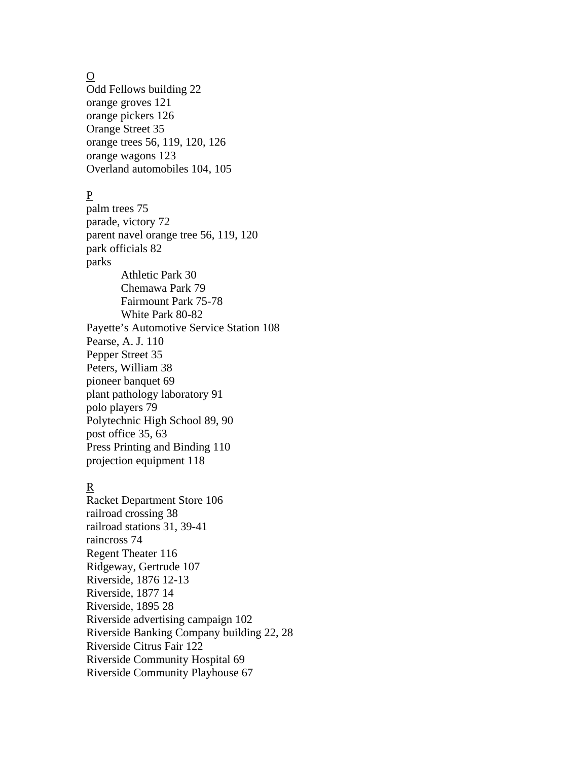O

Odd Fellows building 22
orange groves 121
orange pickers 126
Orange Street 35
orange trees 56, 119, 120, 126
orange wagons 123
Overland automobiles 104, 105

P

palm trees 75
parade, victory 72
parent navel orange tree 56, 119, 120
park officials 82
parks
    Athletic Park 30
    Chemawa Park 79
    Fairmount Park 75-78
    White Park 80-82
Payette's Automotive Service Station 108
Pearse, A. J. 110
Pepper Street 35
Peters, William 38
pioneer banquet 69
plant pathology laboratory 91
polo players 79
Polytechnic High School 89, 90
post office 35, 63
Press Printing and Binding 110
projection equipment 118

R

Racket Department Store 106
railroad crossing 38
railroad stations 31, 39-41
raincross 74
Regent Theater 116
Ridgeway, Gertrude 107
Riverside, 1876 12-13
Riverside, 1877 14
Riverside, 1895 28
Riverside advertising campaign 102
Riverside Banking Company building 22, 28
Riverside Citrus Fair 122
Riverside Community Hospital 69
Riverside Community Playhouse 67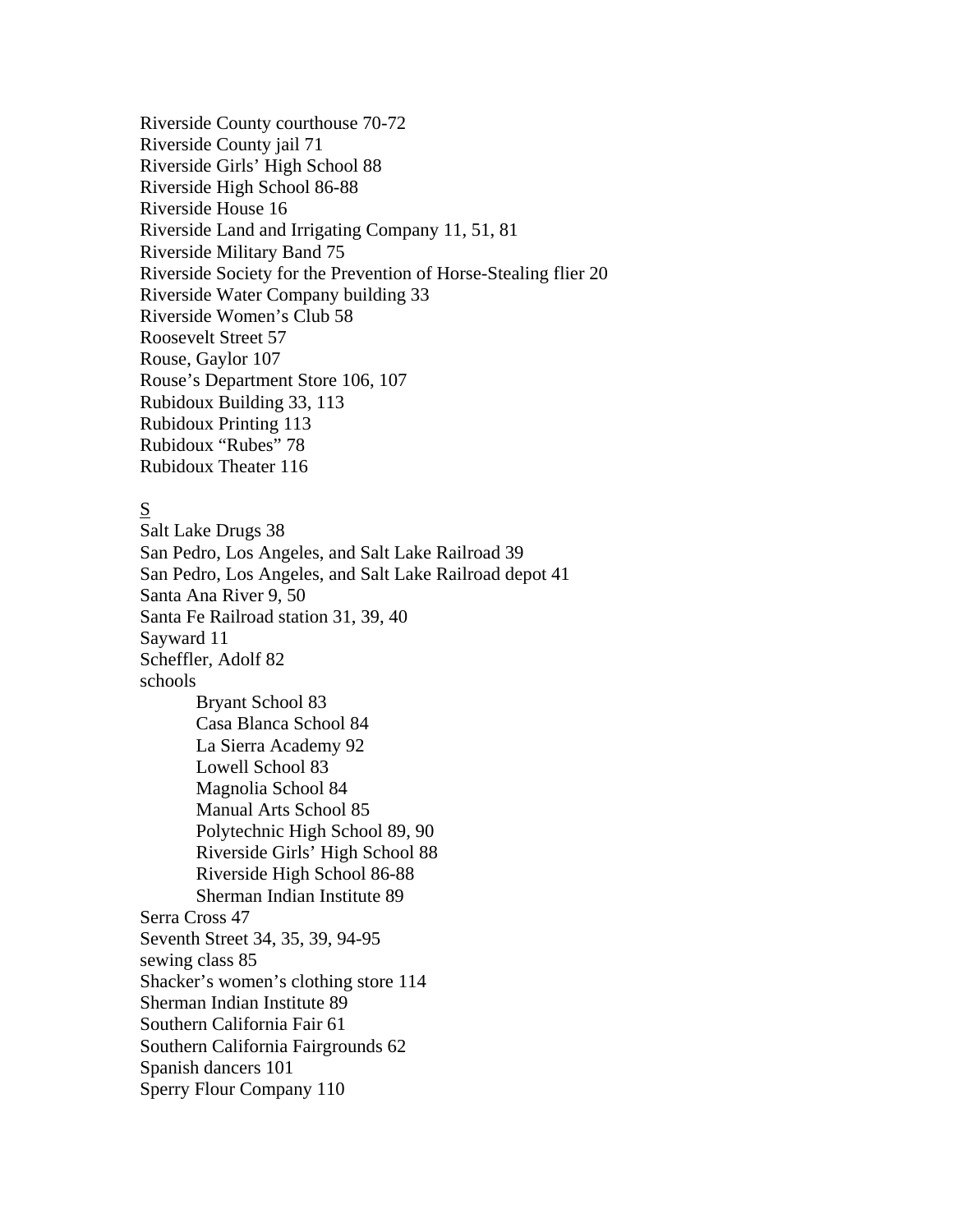Riverside County courthouse 70-72
Riverside County jail 71
Riverside Girls' High School 88
Riverside High School 86-88
Riverside House 16
Riverside Land and Irrigating Company 11, 51, 81
Riverside Military Band 75
Riverside Society for the Prevention of Horse-Stealing flier 20
Riverside Water Company building 33
Riverside Women's Club 58
Roosevelt Street 57
Rouse, Gaylor 107
Rouse's Department Store 106, 107
Rubidoux Building 33, 113
Rubidoux Printing 113
Rubidoux "Rubes" 78
Rubidoux Theater 116

<u>S</u>

Salt Lake Drugs 38
San Pedro, Los Angeles, and Salt Lake Railroad 39
San Pedro, Los Angeles, and Salt Lake Railroad depot 41
Santa Ana River 9, 50
Santa Fe Railroad station 31, 39, 40
Sayward 11
Scheffler, Adolf 82
schools
- Bryant School 83
- Casa Blanca School 84
- La Sierra Academy 92
- Lowell School 83
- Magnolia School 84
- Manual Arts School 85
- Polytechnic High School 89, 90
- Riverside Girls' High School 88
- Riverside High School 86-88
- Sherman Indian Institute 89

Serra Cross 47
Seventh Street 34, 35, 39, 94-95
sewing class 85
Shacker's women's clothing store 114
Sherman Indian Institute 89
Southern California Fair 61
Southern California Fairgrounds 62
Spanish dancers 101
Sperry Flour Company 110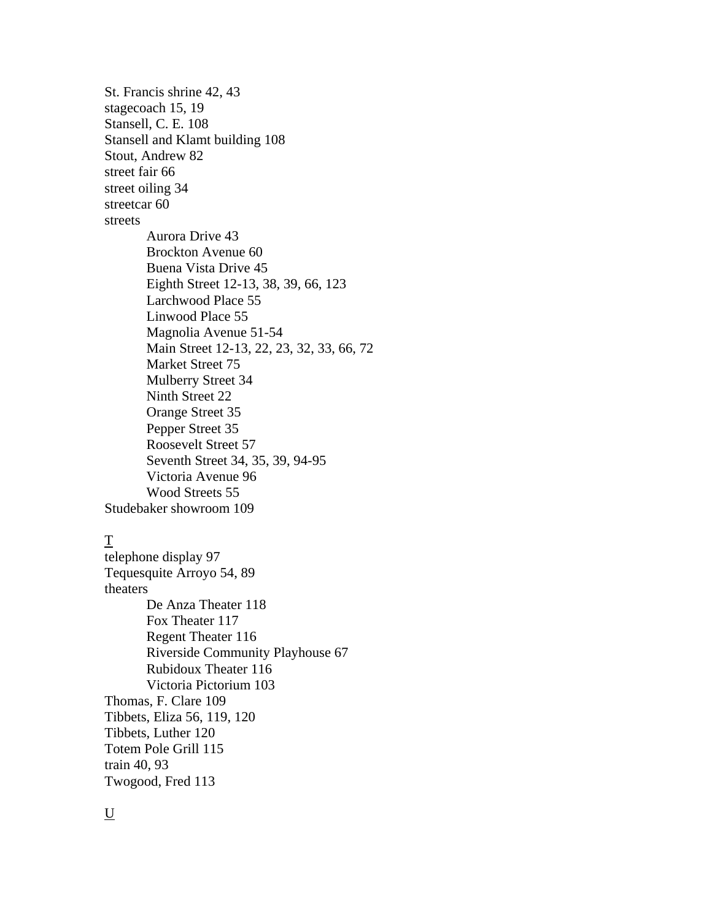St. Francis shrine 42, 43
stagecoach 15, 19
Stansell, C. E. 108
Stansell and Klamt building 108
Stout, Andrew 82
street fair 66
street oiling 34
streetcar 60
streets
- Aurora Drive 43
- Brockton Avenue 60
- Buena Vista Drive 45
- Eighth Street 12-13, 38, 39, 66, 123
- Larchwood Place 55
- Linwood Place 55
- Magnolia Avenue 51-54
- Main Street 12-13, 22, 23, 32, 33, 66, 72
- Market Street 75
- Mulberry Street 34
- Ninth Street 22
- Orange Street 35
- Pepper Street 35
- Roosevelt Street 57
- Seventh Street 34, 35, 39, 94-95
- Victoria Avenue 96
- Wood Streets 55

Studebaker showroom 109

<u>T</u>

telephone display 97
Tequesquite Arroyo 54, 89
theaters
- De Anza Theater 118
- Fox Theater 117
- Regent Theater 116
- Riverside Community Playhouse 67
- Rubidoux Theater 116
- Victoria Pictorium 103

Thomas, F. Clare 109
Tibbets, Eliza 56, 119, 120
Tibbets, Luther 120
Totem Pole Grill 115
train 40, 93
Twogood, Fred 113

<u>U</u>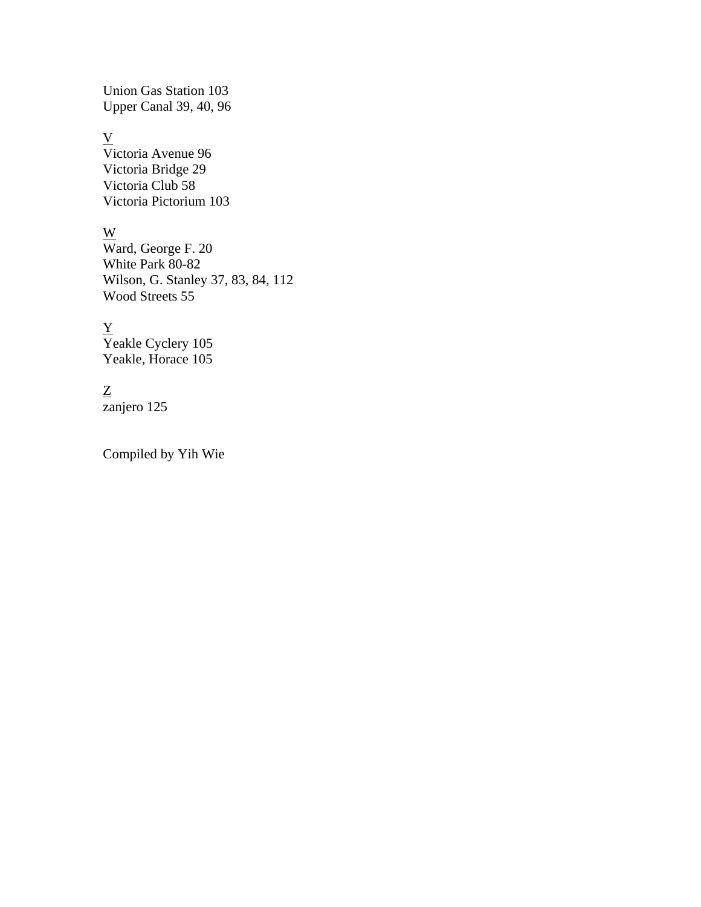Union Gas Station 103
Upper Canal 39, 40, 96

<u>V</u>
Victoria Avenue 96
Victoria Bridge 29
Victoria Club 58
Victoria Pictorium 103

<u>W</u>
Ward, George F. 20
White Park 80-82
Wilson, G. Stanley 37, 83, 84, 112
Wood Streets 55

<u>Y</u>
Yeakle Cyclery 105
Yeakle, Horace 105

<u>Z</u>
zanjero 125

Compiled by Yih Wie